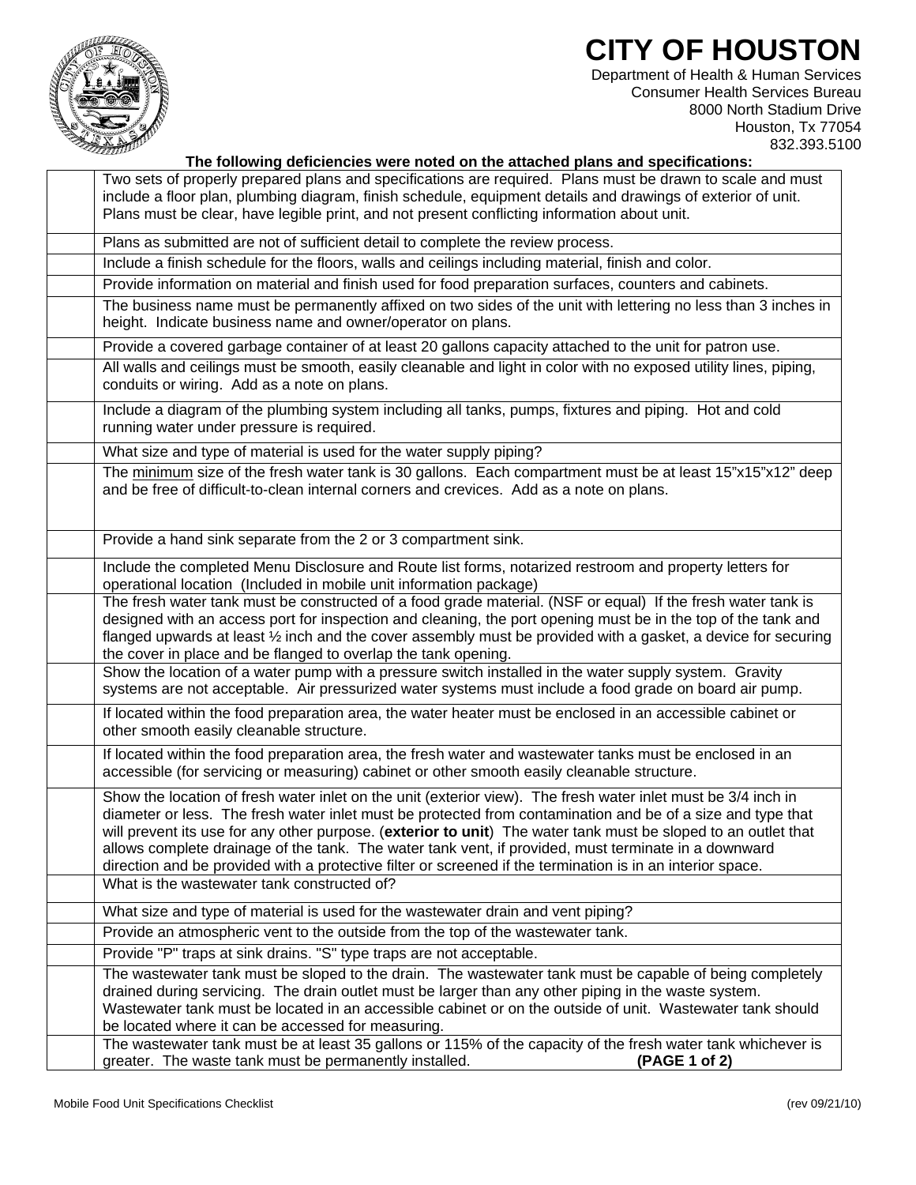# CITY OF HOUSTON

Department of Health & Human Services
Consumer Health Services Bureau
8000 North Stadium Drive
Houston, Tx 77054
832.393.5100

**The following deficiencies were noted on the attached plans and specifications:**

| | |
|---|---|
| | Two sets of properly prepared plans and specifications are required. Plans must be drawn to scale and must include a floor plan, plumbing diagram, finish schedule, equipment details and drawings of exterior of unit. Plans must be clear, have legible print, and not present conflicting information about unit. |
| | Plans as submitted are not of sufficient detail to complete the review process. |
| | Include a finish schedule for the floors, walls and ceilings including material, finish and color. |
| | Provide information on material and finish used for food preparation surfaces, counters and cabinets. |
| | The business name must be permanently affixed on two sides of the unit with lettering no less than 3 inches in height. Indicate business name and owner/operator on plans. |
| | Provide a covered garbage container of at least 20 gallons capacity attached to the unit for patron use. |
| | All walls and ceilings must be smooth, easily cleanable and light in color with no exposed utility lines, piping, conduits or wiring. Add as a note on plans. |
| | Include a diagram of the plumbing system including all tanks, pumps, fixtures and piping. Hot and cold running water under pressure is required. |
| | What size and type of material is used for the water supply piping? |
| | The <u>minimum</u> size of the fresh water tank is 30 gallons. Each compartment must be at least 15"x15"x12" deep and be free of difficult-to-clean internal corners and crevices. Add as a note on plans. |
| | Provide a hand sink separate from the 2 or 3 compartment sink. |
| | Include the completed Menu Disclosure and Route list forms, notarized restroom and property letters for operational location (Included in mobile unit information package) |
| | The fresh water tank must be constructed of a food grade material. (NSF or equal) If the fresh water tank is designed with an access port for inspection and cleaning, the port opening must be in the top of the tank and flanged upwards at least ½ inch and the cover assembly must be provided with a gasket, a device for securing the cover in place and be flanged to overlap the tank opening. |
| | Show the location of a water pump with a pressure switch installed in the water supply system. Gravity systems are not acceptable. Air pressurized water systems must include a food grade on board air pump. |
| | If located within the food preparation area, the water heater must be enclosed in an accessible cabinet or other smooth easily cleanable structure. |
| | If located within the food preparation area, the fresh water and wastewater tanks must be enclosed in an accessible (for servicing or measuring) cabinet or other smooth easily cleanable structure. |
| | Show the location of fresh water inlet on the unit (exterior view). The fresh water inlet must be 3/4 inch in diameter or less. The fresh water inlet must be protected from contamination and be of a size and type that will prevent its use for any other purpose. (**exterior to unit**) The water tank must be sloped to an outlet that allows complete drainage of the tank. The water tank vent, if provided, must terminate in a downward direction and be provided with a protective filter or screened if the termination is in an interior space. |
| | What is the wastewater tank constructed of? |
| | What size and type of material is used for the wastewater drain and vent piping? |
| | Provide an atmospheric vent to the outside from the top of the wastewater tank. |
| | Provide "P" traps at sink drains. "S" type traps are not acceptable. |
| | The wastewater tank must be sloped to the drain. The wastewater tank must be capable of being completely drained during servicing. The drain outlet must be larger than any other piping in the waste system. Wastewater tank must be located in an accessible cabinet or on the outside of unit. Wastewater tank should be located where it can be accessed for measuring. |
| | The wastewater tank must be at least 35 gallons or 115% of the capacity of the fresh water tank whichever is greater. The waste tank must be permanently installed. **(PAGE 1 of 2)** |

Mobile Food Unit Specifications Checklist (rev 09/21/10)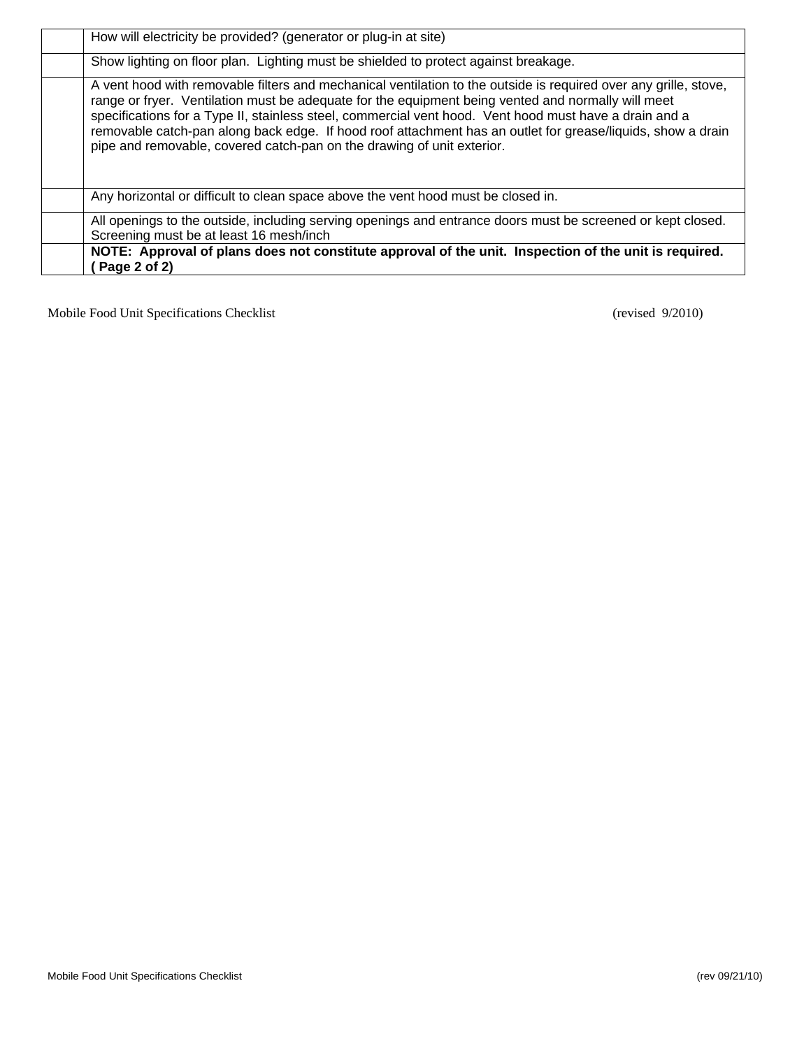| | |
|---|---|
| | How will electricity be provided? (generator or plug-in at site) |
| | Show lighting on floor plan. Lighting must be shielded to protect against breakage. |
| | A vent hood with removable filters and mechanical ventilation to the outside is required over any grille, stove, range or fryer. Ventilation must be adequate for the equipment being vented and normally will meet specifications for a Type II, stainless steel, commercial vent hood. Vent hood must have a drain and a removable catch-pan along back edge. If hood roof attachment has an outlet for grease/liquids, show a drain pipe and removable, covered catch-pan on the drawing of unit exterior. |
| | Any horizontal or difficult to clean space above the vent hood must be closed in. |
| | All openings to the outside, including serving openings and entrance doors must be screened or kept closed. Screening must be at least 16 mesh/inch |
| | **NOTE: Approval of plans does not constitute approval of the unit. Inspection of the unit is required. ( Page 2 of 2)** |

Mobile Food Unit Specifications Checklist (revised 9/2010)